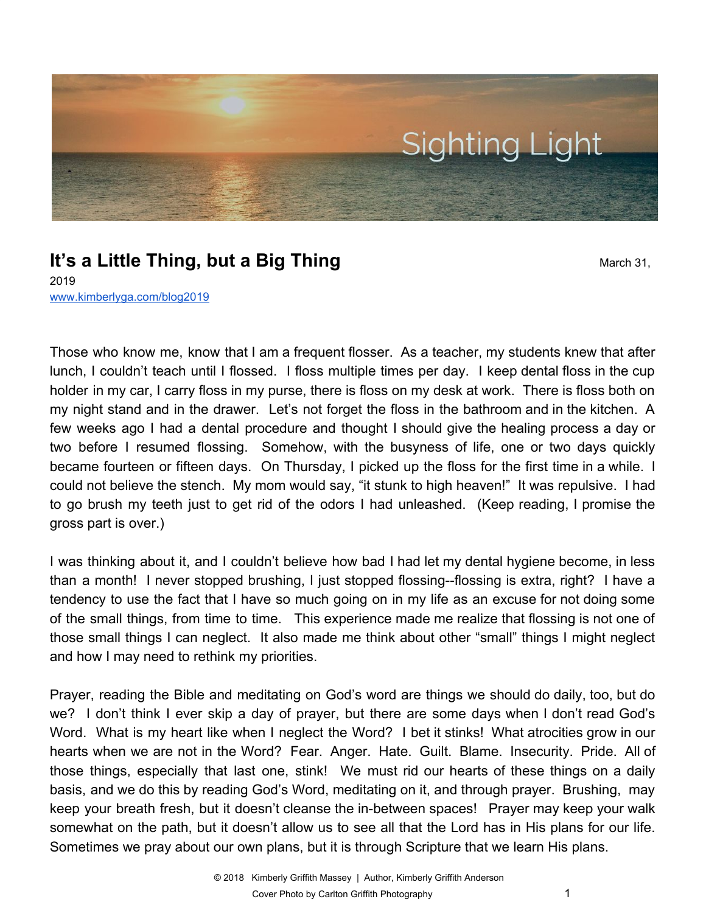Sighting Light

# It's a Little Thing, but a Big Thing

March 31, 2019

www.kimberlyga.com/blog2019

Those who know me, know that I am a frequent flosser. As a teacher, my students knew that after lunch, I couldn't teach until I flossed. I floss multiple times per day. I keep dental floss in the cup holder in my car, I carry floss in my purse, there is floss on my desk at work. There is floss both on my night stand and in the drawer. Let's not forget the floss in the bathroom and in the kitchen. A few weeks ago I had a dental procedure and thought I should give the healing process a day or two before I resumed flossing. Somehow, with the busyness of life, one or two days quickly became fourteen or fifteen days. On Thursday, I picked up the floss for the first time in a while. I could not believe the stench. My mom would say, "it stunk to high heaven!" It was repulsive. I had to go brush my teeth just to get rid of the odors I had unleashed. (Keep reading, I promise the gross part is over.)

I was thinking about it, and I couldn't believe how bad I had let my dental hygiene become, in less than a month! I never stopped brushing, I just stopped flossing--flossing is extra, right? I have a tendency to use the fact that I have so much going on in my life as an excuse for not doing some of the small things, from time to time. This experience made me realize that flossing is not one of those small things I can neglect. It also made me think about other "small" things I might neglect and how I may need to rethink my priorities.

Prayer, reading the Bible and meditating on God's word are things we should do daily, too, but do we? I don't think I ever skip a day of prayer, but there are some days when I don't read God's Word. What is my heart like when I neglect the Word? I bet it stinks! What atrocities grow in our hearts when we are not in the Word? Fear. Anger. Hate. Guilt. Blame. Insecurity. Pride. All of those things, especially that last one, stink! We must rid our hearts of these things on a daily basis, and we do this by reading God's Word, meditating on it, and through prayer. Brushing, may keep your breath fresh, but it doesn't cleanse the in-between spaces! Prayer may keep your walk somewhat on the path, but it doesn't allow us to see all that the Lord has in His plans for our life. Sometimes we pray about our own plans, but it is through Scripture that we learn His plans.

© 2018 Kimberly Griffith Massey | Author, Kimberly Griffith Anderson

Cover Photo by Carlton Griffith Photography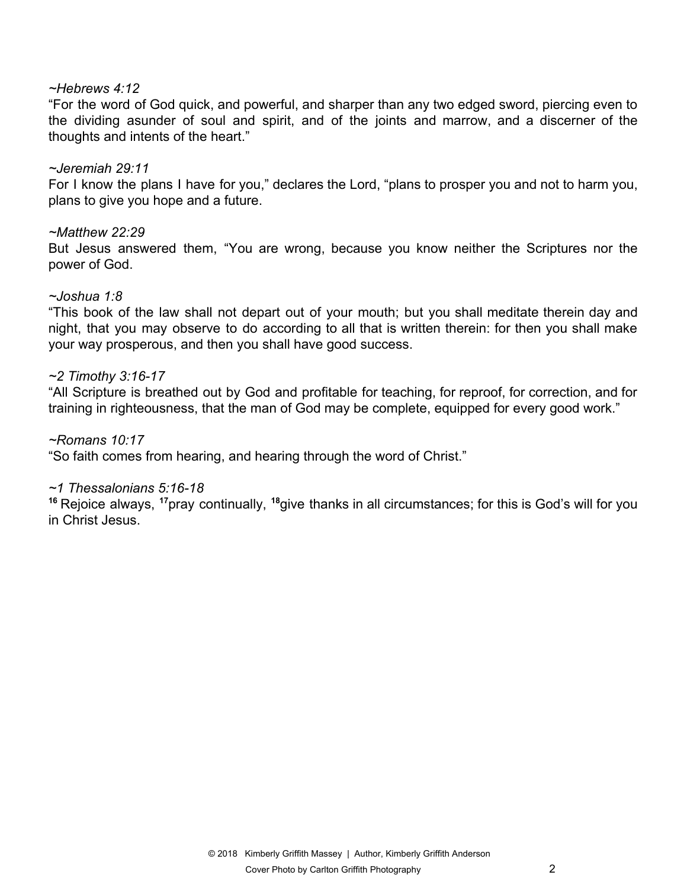*~Hebrews 4:12*
"For the word of God quick, and powerful, and sharper than any two edged sword, piercing even to the dividing asunder of soul and spirit, and of the joints and marrow, and a discerner of the thoughts and intents of the heart."

*~Jeremiah 29:11*
For I know the plans I have for you," declares the Lord, "plans to prosper you and not to harm you, plans to give you hope and a future.

*~Matthew 22:29*
But Jesus answered them, "You are wrong, because you know neither the Scriptures nor the power of God.

*~Joshua 1:8*
"This book of the law shall not depart out of your mouth; but you shall meditate therein day and night, that you may observe to do according to all that is written therein: for then you shall make your way prosperous, and then you shall have good success.

*~2 Timothy 3:16-17*
"All Scripture is breathed out by God and profitable for teaching, for reproof, for correction, and for training in righteousness, that the man of God may be complete, equipped for every good work."

*~Romans 10:17*
"So faith comes from hearing, and hearing through the word of Christ."

*~1 Thessalonians 5:16-18*
**16** Rejoice always, **17** pray continually, **18** give thanks in all circumstances; for this is God's will for you in Christ Jesus.

© 2018 Kimberly Griffith Massey | Author, Kimberly Griffith Anderson
Cover Photo by Carlton Griffith Photography